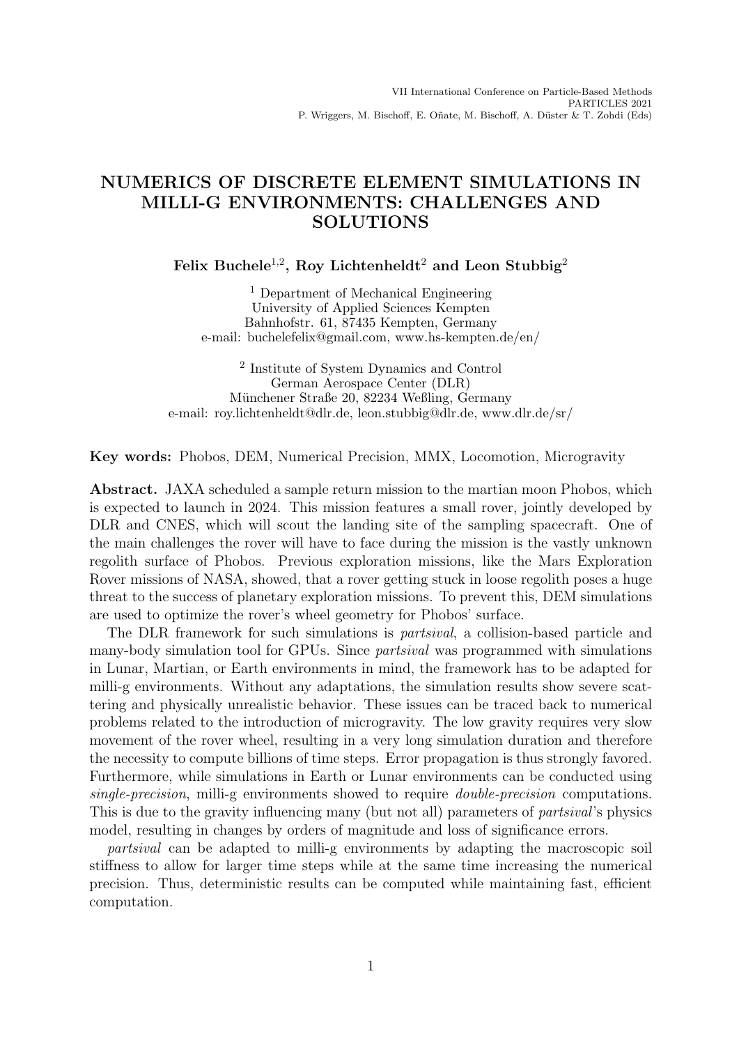# NUMERICS OF DISCRETE ELEMENT SIMULATIONS IN MILLI-G ENVIRONMENTS: CHALLENGES AND SOLUTIONS

**Felix Buchele[1,2], Roy Lichtenheldt[2] and Leon Stubbig[2]**

[1] Department of Mechanical Engineering
University of Applied Sciences Kempten
Bahnhofstr. 61, 87435 Kempten, Germany
e-mail: buchelefelix@gmail.com, www.hs-kempten.de/en/

[2] Institute of System Dynamics and Control
German Aerospace Center (DLR)
Münchener Straße 20, 82234 Weßling, Germany
e-mail: roy.lichtenheldt@dlr.de, leon.stubbig@dlr.de, www.dlr.de/sr/

**Key words:** Phobos, DEM, Numerical Precision, MMX, Locomotion, Microgravity

**Abstract.** JAXA scheduled a sample return mission to the martian moon Phobos, which is expected to launch in 2024. This mission features a small rover, jointly developed by DLR and CNES, which will scout the landing site of the sampling spacecraft. One of the main challenges the rover will have to face during the mission is the vastly unknown regolith surface of Phobos. Previous exploration missions, like the Mars Exploration Rover missions of NASA, showed, that a rover getting stuck in loose regolith poses a huge threat to the success of planetary exploration missions. To prevent this, DEM simulations are used to optimize the rover's wheel geometry for Phobos' surface.

The DLR framework for such simulations is *partsival*, a collision-based particle and many-body simulation tool for GPUs. Since *partsival* was programmed with simulations in Lunar, Martian, or Earth environments in mind, the framework has to be adapted for milli-g environments. Without any adaptations, the simulation results show severe scattering and physically unrealistic behavior. These issues can be traced back to numerical problems related to the introduction of microgravity. The low gravity requires very slow movement of the rover wheel, resulting in a very long simulation duration and therefore the necessity to compute billions of time steps. Error propagation is thus strongly favored. Furthermore, while simulations in Earth or Lunar environments can be conducted using *single-precision*, milli-g environments showed to require *double-precision* computations. This is due to the gravity influencing many (but not all) parameters of *partsival*'s physics model, resulting in changes by orders of magnitude and loss of significance errors.

*partsival* can be adapted to milli-g environments by adapting the macroscopic soil stiffness to allow for larger time steps while at the same time increasing the numerical precision. Thus, deterministic results can be computed while maintaining fast, efficient computation.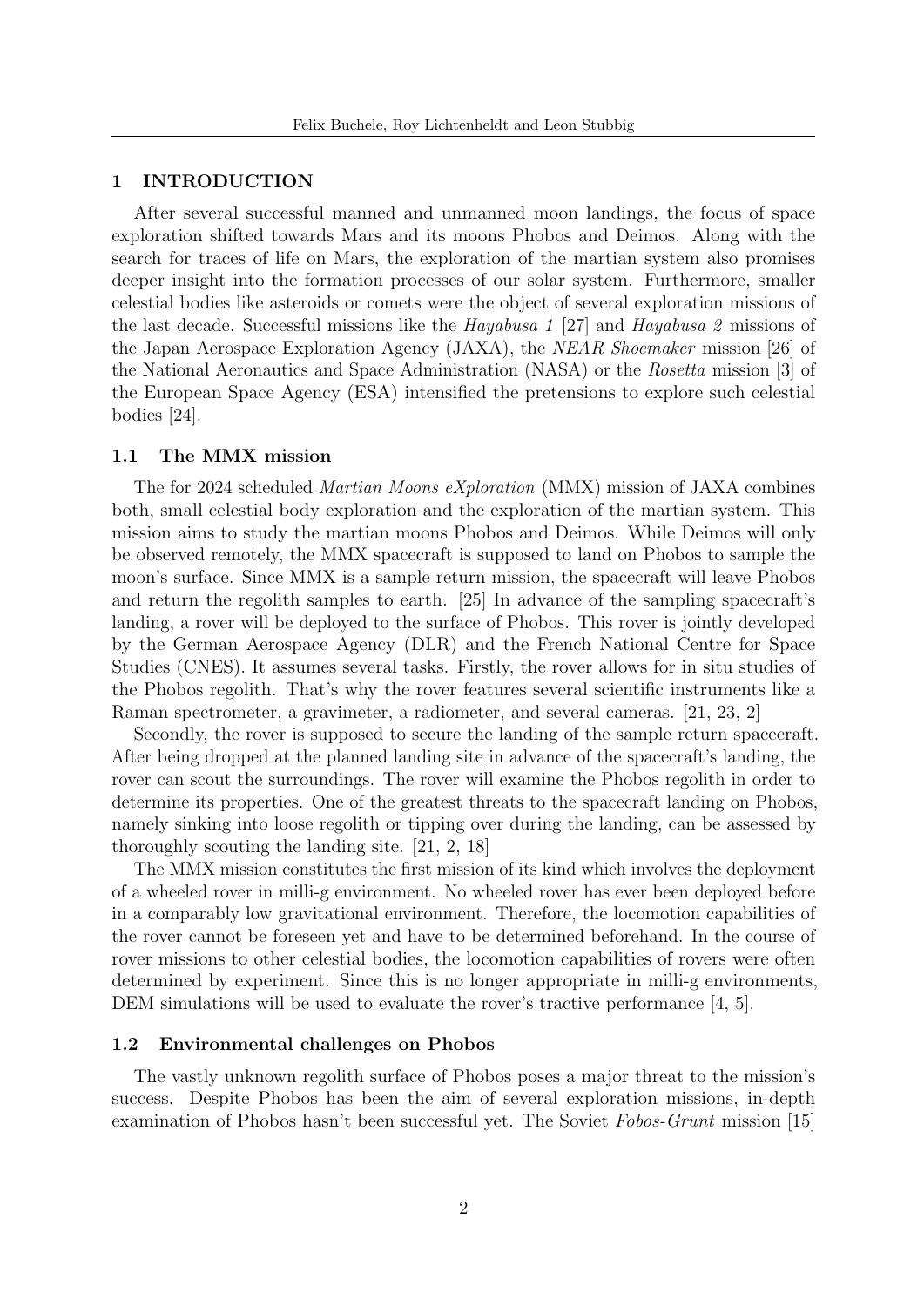# 1 INTRODUCTION

After several successful manned and unmanned moon landings, the focus of space exploration shifted towards Mars and its moons Phobos and Deimos. Along with the search for traces of life on Mars, the exploration of the martian system also promises deeper insight into the formation processes of our solar system. Furthermore, smaller celestial bodies like asteroids or comets were the object of several exploration missions of the last decade. Successful missions like the *Hayabusa 1* [27] and *Hayabusa 2* missions of the Japan Aerospace Exploration Agency (JAXA), the *NEAR Shoemaker* mission [26] of the National Aeronautics and Space Administration (NASA) or the *Rosetta* mission [3] of the European Space Agency (ESA) intensified the pretensions to explore such celestial bodies [24].

## 1.1 The MMX mission

The for 2024 scheduled *Martian Moons eXploration* (MMX) mission of JAXA combines both, small celestial body exploration and the exploration of the martian system. This mission aims to study the martian moons Phobos and Deimos. While Deimos will only be observed remotely, the MMX spacecraft is supposed to land on Phobos to sample the moon's surface. Since MMX is a sample return mission, the spacecraft will leave Phobos and return the regolith samples to earth. [25] In advance of the sampling spacecraft's landing, a rover will be deployed to the surface of Phobos. This rover is jointly developed by the German Aerospace Agency (DLR) and the French National Centre for Space Studies (CNES). It assumes several tasks. Firstly, the rover allows for in situ studies of the Phobos regolith. That's why the rover features several scientific instruments like a Raman spectrometer, a gravimeter, a radiometer, and several cameras. [21, 23, 2]

Secondly, the rover is supposed to secure the landing of the sample return spacecraft. After being dropped at the planned landing site in advance of the spacecraft's landing, the rover can scout the surroundings. The rover will examine the Phobos regolith in order to determine its properties. One of the greatest threats to the spacecraft landing on Phobos, namely sinking into loose regolith or tipping over during the landing, can be assessed by thoroughly scouting the landing site. [21, 2, 18]

The MMX mission constitutes the first mission of its kind which involves the deployment of a wheeled rover in milli-g environment. No wheeled rover has ever been deployed before in a comparably low gravitational environment. Therefore, the locomotion capabilities of the rover cannot be foreseen yet and have to be determined beforehand. In the course of rover missions to other celestial bodies, the locomotion capabilities of rovers were often determined by experiment. Since this is no longer appropriate in milli-g environments, DEM simulations will be used to evaluate the rover's tractive performance [4, 5].

## 1.2 Environmental challenges on Phobos

The vastly unknown regolith surface of Phobos poses a major threat to the mission's success. Despite Phobos has been the aim of several exploration missions, in-depth examination of Phobos hasn't been successful yet. The Soviet *Fobos-Grunt* mission [15]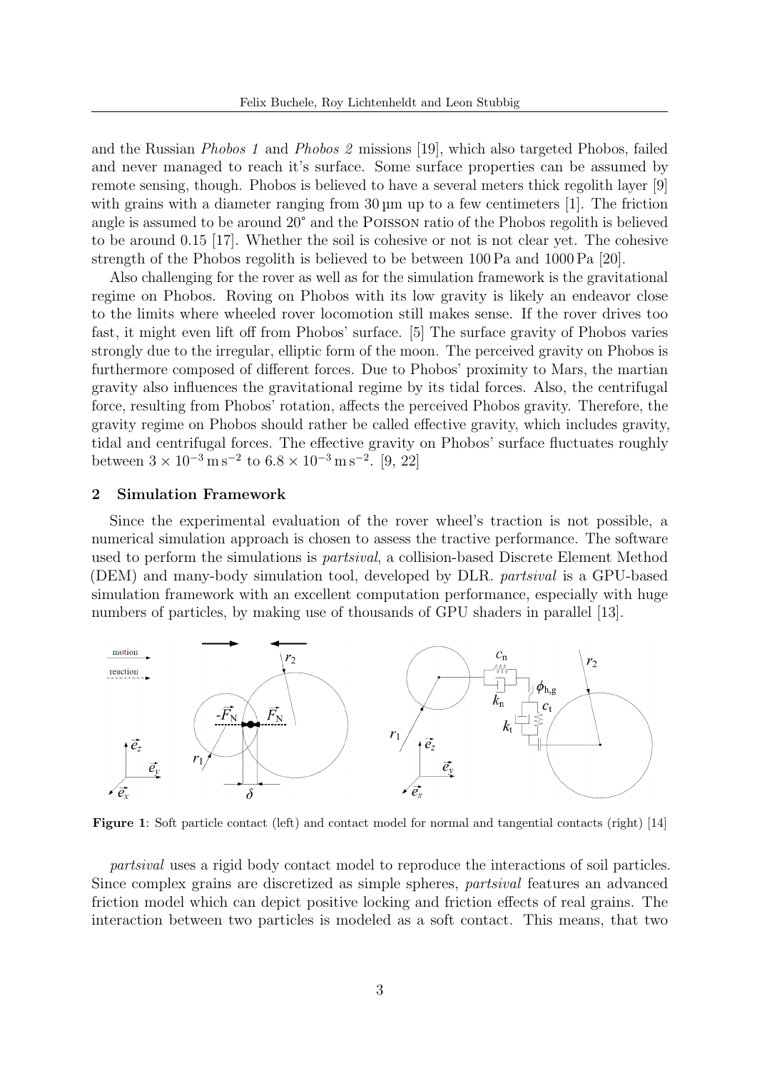and the Russian *Phobos 1* and *Phobos 2* missions [19], which also targeted Phobos, failed and never managed to reach it's surface. Some surface properties can be assumed by remote sensing, though. Phobos is believed to have a several meters thick regolith layer [9] with grains with a diameter ranging from 30 µm up to a few centimeters [1]. The friction angle is assumed to be around 20° and the Poisson ratio of the Phobos regolith is believed to be around 0.15 [17]. Whether the soil is cohesive or not is not clear yet. The cohesive strength of the Phobos regolith is believed to be between 100 Pa and 1000 Pa [20].

Also challenging for the rover as well as for the simulation framework is the gravitational regime on Phobos. Roving on Phobos with its low gravity is likely an endeavor close to the limits where wheeled rover locomotion still makes sense. If the rover drives too fast, it might even lift off from Phobos' surface. [5] The surface gravity of Phobos varies strongly due to the irregular, elliptic form of the moon. The perceived gravity on Phobos is furthermore composed of different forces. Due to Phobos' proximity to Mars, the martian gravity also influences the gravitational regime by its tidal forces. Also, the centrifugal force, resulting from Phobos' rotation, affects the perceived Phobos gravity. Therefore, the gravity regime on Phobos should rather be called effective gravity, which includes gravity, tidal and centrifugal forces. The effective gravity on Phobos' surface fluctuates roughly between $3 \times 10^{-3}\,\mathrm{m\,s^{-2}}$ to $6.8 \times 10^{-3}\,\mathrm{m\,s^{-2}}$. [9, 22]

## 2 Simulation Framework

Since the experimental evaluation of the rover wheel's traction is not possible, a numerical simulation approach is chosen to assess the tractive performance. The software used to perform the simulations is *partsival*, a collision-based Discrete Element Method (DEM) and many-body simulation tool, developed by DLR. *partsival* is a GPU-based simulation framework with an excellent computation performance, especially with huge numbers of particles, by making use of thousands of GPU shaders in parallel [13].

**Figure 1**: Soft particle contact (left) and contact model for normal and tangential contacts (right) [14]

*partsival* uses a rigid body contact model to reproduce the interactions of soil particles. Since complex grains are discretized as simple spheres, *partsival* features an advanced friction model which can depict positive locking and friction effects of real grains. The interaction between two particles is modeled as a soft contact. This means, that two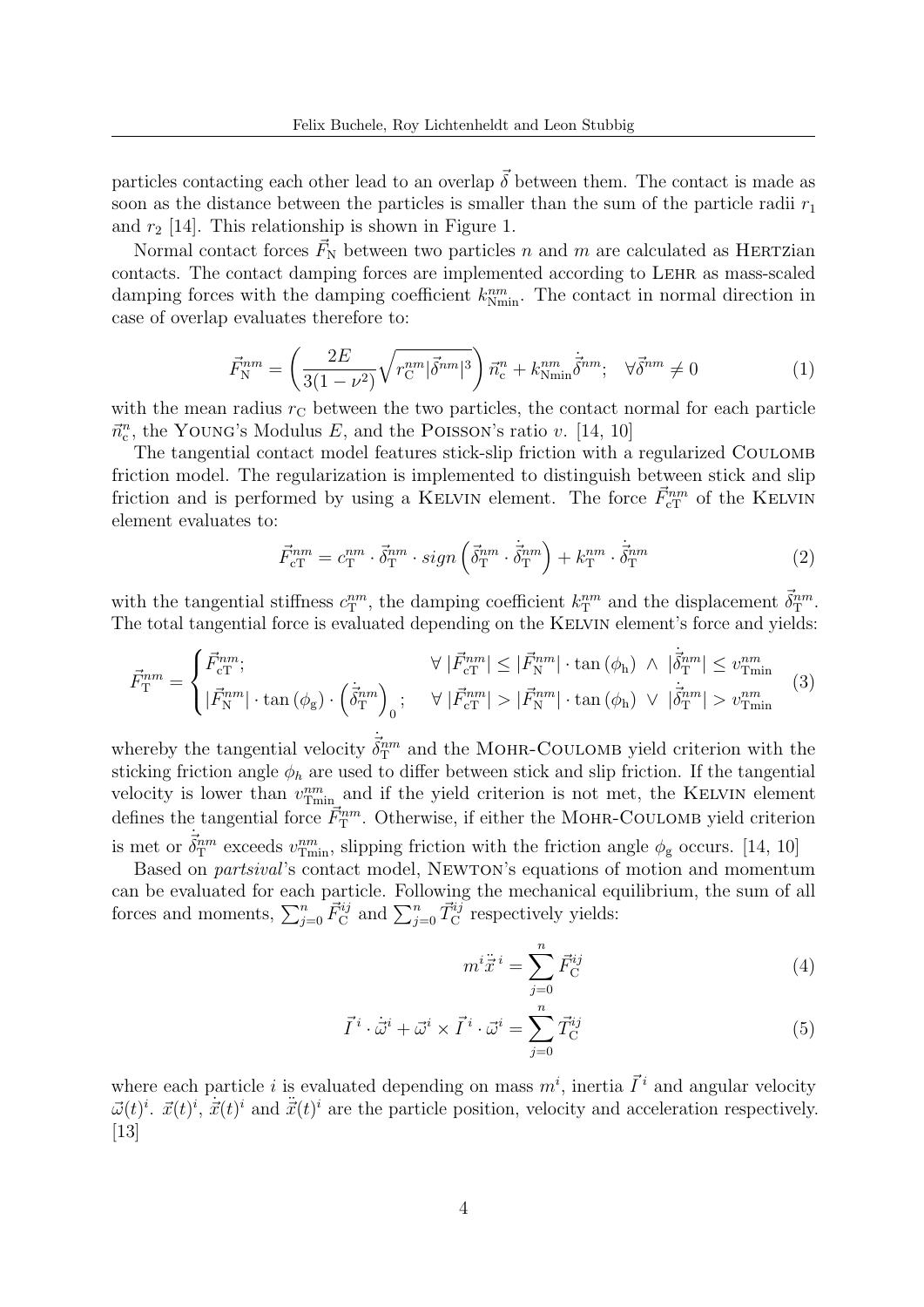particles contacting each other lead to an overlap $\vec{\delta}$ between them. The contact is made as soon as the distance between the particles is smaller than the sum of the particle radii $r_1$ and $r_2$ [14]. This relationship is shown in Figure 1.

Normal contact forces $\vec{F}_{\mathrm{N}}$ between two particles $n$ and $m$ are calculated as HERTZian contacts. The contact damping forces are implemented according to LEHR as mass-scaled damping forces with the damping coefficient $k^{nm}_{\mathrm{Nmin}}$. The contact in normal direction in case of overlap evaluates therefore to:

$$\vec{F}^{nm}_{\mathrm{N}} = \left( \frac{2E}{3(1-\nu^2)} \sqrt{r^{nm}_{\mathrm{C}} |\vec{\delta}^{nm}|^3} \right) \vec{n}^{n}_{\mathrm{c}} + k^{nm}_{\mathrm{Nmin}} \dot{\vec{\delta}}^{nm}; \quad \forall \vec{\delta}^{nm} \neq 0 \tag{1}$$

with the mean radius $r_{\mathrm{C}}$ between the two particles, the contact normal for each particle $\vec{n}^{n}_{\mathrm{c}}$, the YOUNG's Modulus $E$, and the POISSON's ratio $v$. [14, 10]

The tangential contact model features stick-slip friction with a regularized COULOMB friction model. The regularization is implemented to distinguish between stick and slip friction and is performed by using a KELVIN element. The force $\vec{F}^{nm}_{\mathrm{cT}}$ of the KELVIN element evaluates to:

$$\vec{F}^{nm}_{\mathrm{cT}} = c^{nm}_{\mathrm{T}} \cdot \vec{\delta}^{nm}_{\mathrm{T}} \cdot sign\left( \vec{\delta}^{nm}_{\mathrm{T}} \cdot \dot{\vec{\delta}}^{nm}_{\mathrm{T}} \right) + k^{nm}_{\mathrm{T}} \cdot \dot{\vec{\delta}}^{nm}_{\mathrm{T}} \tag{2}$$

with the tangential stiffness $c^{nm}_{\mathrm{T}}$, the damping coefficient $k^{nm}_{\mathrm{T}}$ and the displacement $\vec{\delta}^{nm}_{\mathrm{T}}$. The total tangential force is evaluated depending on the KELVIN element's force and yields:

$$\vec{F}^{nm}_{\mathrm{T}} = \begin{cases} \vec{F}^{nm}_{\mathrm{cT}}; & \forall\, |\vec{F}^{nm}_{\mathrm{cT}}| \leq |\vec{F}^{nm}_{\mathrm{N}}| \cdot \tan(\phi_{\mathrm{h}}) \ \wedge \ |\dot{\vec{\delta}}^{nm}_{\mathrm{T}}| \leq v^{nm}_{\mathrm{Tmin}} \\ |\vec{F}^{nm}_{\mathrm{N}}| \cdot \tan(\phi_{\mathrm{g}}) \cdot \left( \dot{\vec{\delta}}^{nm}_{\mathrm{T}} \right)_0; & \forall\, |\vec{F}^{nm}_{\mathrm{cT}}| > |\vec{F}^{nm}_{\mathrm{N}}| \cdot \tan(\phi_{\mathrm{h}}) \ \vee \ |\dot{\vec{\delta}}^{nm}_{\mathrm{T}}| > v^{nm}_{\mathrm{Tmin}} \end{cases} \tag{3}$$

whereby the tangential velocity $\dot{\vec{\delta}}^{nm}_{\mathrm{T}}$ and the MOHR-COULOMB yield criterion with the sticking friction angle $\phi_h$ are used to differ between stick and slip friction. If the tangential velocity is lower than $v^{nm}_{\mathrm{Tmin}}$ and if the yield criterion is not met, the KELVIN element defines the tangential force $\vec{F}^{nm}_{\mathrm{T}}$. Otherwise, if either the MOHR-COULOMB yield criterion is met or $\dot{\vec{\delta}}^{nm}_{\mathrm{T}}$ exceeds $v^{nm}_{\mathrm{Tmin}}$, slipping friction with the friction angle $\phi_{\mathrm{g}}$ occurs. [14, 10]

Based on *partsival*'s contact model, NEWTON's equations of motion and momentum can be evaluated for each particle. Following the mechanical equilibrium, the sum of all forces and moments, $\sum_{j=0}^{n} \vec{F}^{ij}_{\mathrm{C}}$ and $\sum_{j=0}^{n} \vec{T}^{ij}_{\mathrm{C}}$ respectively yields:

$$m^i \ddot{\vec{x}}^i = \sum_{j=0}^{n} \vec{F}^{ij}_{\mathrm{C}} \tag{4}$$

$$\vec{I}^i \cdot \dot{\vec{\omega}}^i + \vec{\omega}^i \times \vec{I}^i \cdot \vec{\omega}^i = \sum_{j=0}^{n} \vec{T}^{ij}_{\mathrm{C}} \tag{5}$$

where each particle $i$ is evaluated depending on mass $m^i$, inertia $\vec{I}^i$ and angular velocity $\vec{\omega}(t)^i$. $\vec{x}(t)^i$, $\dot{\vec{x}}(t)^i$ and $\ddot{\vec{x}}(t)^i$ are the particle position, velocity and acceleration respectively. [13]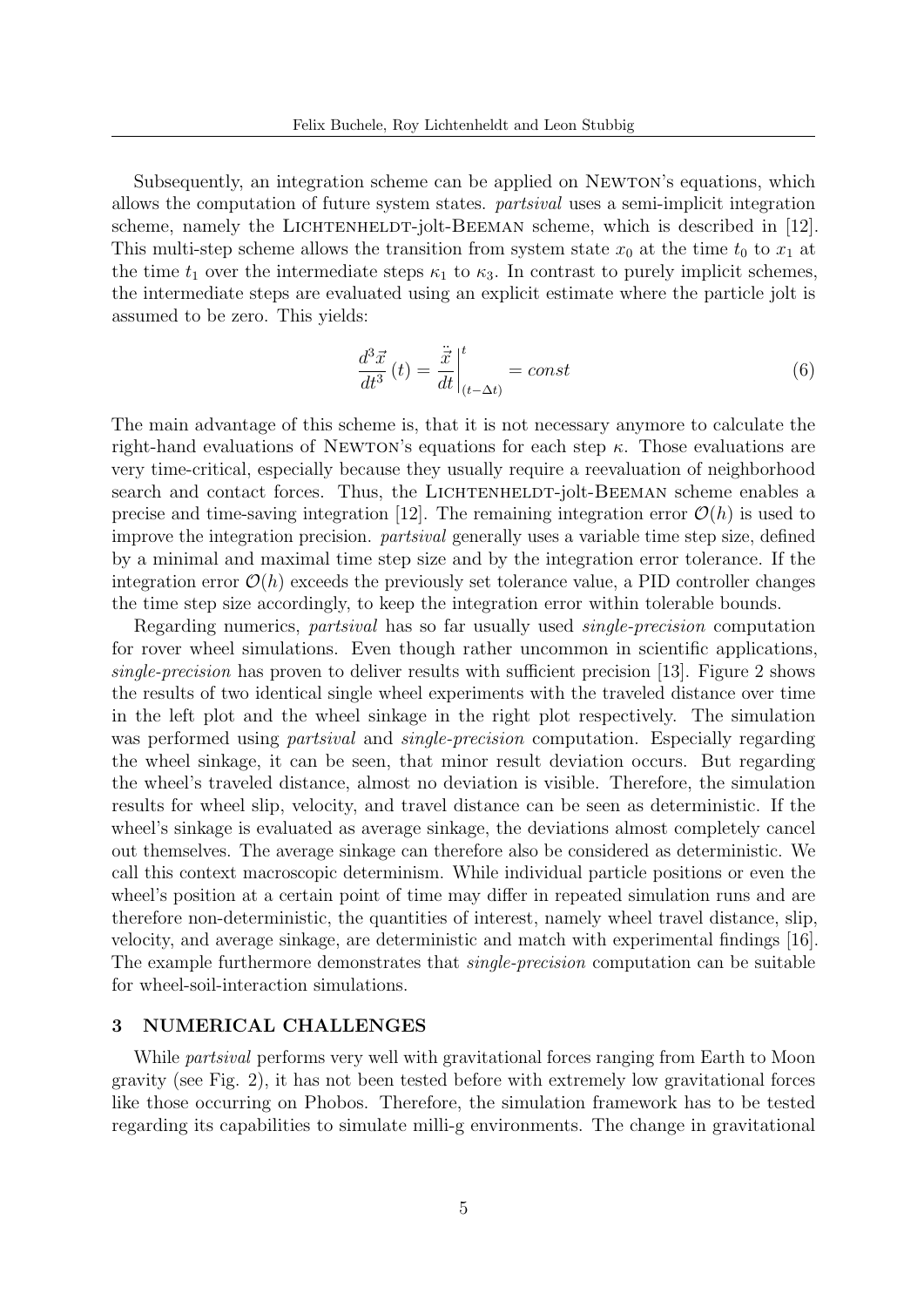Subsequently, an integration scheme can be applied on Newton's equations, which allows the computation of future system states. *partsival* uses a semi-implicit integration scheme, namely the Lichtenheldt-jolt-Beeman scheme, which is described in [12]. This multi-step scheme allows the transition from system state $x_0$ at the time $t_0$ to $x_1$ at the time $t_1$ over the intermediate steps $\kappa_1$ to $\kappa_3$. In contrast to purely implicit schemes, the intermediate steps are evaluated using an explicit estimate where the particle jolt is assumed to be zero. This yields:

$$\frac{d^3\vec{x}}{dt^3}(t) = \left.\frac{\ddot{\vec{x}}}{dt}\right|_{(t-\Delta t)}^{t} = const \tag{6}$$

The main advantage of this scheme is, that it is not necessary anymore to calculate the right-hand evaluations of Newton's equations for each step $\kappa$. Those evaluations are very time-critical, especially because they usually require a reevaluation of neighborhood search and contact forces. Thus, the Lichtenheldt-jolt-Beeman scheme enables a precise and time-saving integration [12]. The remaining integration error $\mathcal{O}(h)$ is used to improve the integration precision. *partsival* generally uses a variable time step size, defined by a minimal and maximal time step size and by the integration error tolerance. If the integration error $\mathcal{O}(h)$ exceeds the previously set tolerance value, a PID controller changes the time step size accordingly, to keep the integration error within tolerable bounds.

Regarding numerics, *partsival* has so far usually used *single-precision* computation for rover wheel simulations. Even though rather uncommon in scientific applications, *single-precision* has proven to deliver results with sufficient precision [13]. Figure 2 shows the results of two identical single wheel experiments with the traveled distance over time in the left plot and the wheel sinkage in the right plot respectively. The simulation was performed using *partsival* and *single-precision* computation. Especially regarding the wheel sinkage, it can be seen, that minor result deviation occurs. But regarding the wheel's traveled distance, almost no deviation is visible. Therefore, the simulation results for wheel slip, velocity, and travel distance can be seen as deterministic. If the wheel's sinkage is evaluated as average sinkage, the deviations almost completely cancel out themselves. The average sinkage can therefore also be considered as deterministic. We call this context macroscopic determinism. While individual particle positions or even the wheel's position at a certain point of time may differ in repeated simulation runs and are therefore non-deterministic, the quantities of interest, namely wheel travel distance, slip, velocity, and average sinkage, are deterministic and match with experimental findings [16]. The example furthermore demonstrates that *single-precision* computation can be suitable for wheel-soil-interaction simulations.

## 3 NUMERICAL CHALLENGES

While *partsival* performs very well with gravitational forces ranging from Earth to Moon gravity (see Fig. 2), it has not been tested before with extremely low gravitational forces like those occurring on Phobos. Therefore, the simulation framework has to be tested regarding its capabilities to simulate milli-g environments. The change in gravitational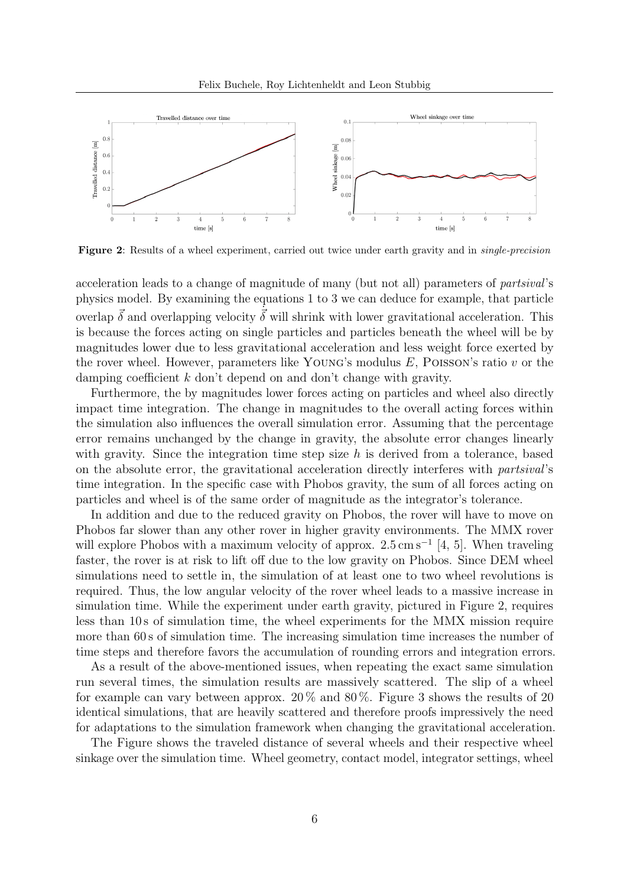**Figure 2**: Results of a wheel experiment, carried out twice under earth gravity and in *single-precision*

acceleration leads to a change of magnitude of many (but not all) parameters of *partsival*'s physics model. By examining the equations 1 to 3 we can deduce for example, that particle overlap $\vec{\delta}$ and overlapping velocity $\dot{\vec{\delta}}$ will shrink with lower gravitational acceleration. This is because the forces acting on single particles and particles beneath the wheel will be by magnitudes lower due to less gravitational acceleration and less weight force exerted by the rover wheel. However, parameters like YOUNG's modulus $E$, POISSON's ratio $v$ or the damping coefficient $k$ don't depend on and don't change with gravity.

Furthermore, the by magnitudes lower forces acting on particles and wheel also directly impact time integration. The change in magnitudes to the overall acting forces within the simulation also influences the overall simulation error. Assuming that the percentage error remains unchanged by the change in gravity, the absolute error changes linearly with gravity. Since the integration time step size $h$ is derived from a tolerance, based on the absolute error, the gravitational acceleration directly interferes with *partsival*'s time integration. In the specific case with Phobos gravity, the sum of all forces acting on particles and wheel is of the same order of magnitude as the integrator's tolerance.

In addition and due to the reduced gravity on Phobos, the rover will have to move on Phobos far slower than any other rover in higher gravity environments. The MMX rover will explore Phobos with a maximum velocity of approx. $2.5\,\mathrm{cm\,s^{-1}}$ [4, 5]. When traveling faster, the rover is at risk to lift off due to the low gravity on Phobos. Since DEM wheel simulations need to settle in, the simulation of at least one to two wheel revolutions is required. Thus, the low angular velocity of the rover wheel leads to a massive increase in simulation time. While the experiment under earth gravity, pictured in Figure 2, requires less than 10 s of simulation time, the wheel experiments for the MMX mission require more than 60 s of simulation time. The increasing simulation time increases the number of time steps and therefore favors the accumulation of rounding errors and integration errors.

As a result of the above-mentioned issues, when repeating the exact same simulation run several times, the simulation results are massively scattered. The slip of a wheel for example can vary between approx. 20 % and 80 %. Figure 3 shows the results of 20 identical simulations, that are heavily scattered and therefore proofs impressively the need for adaptations to the simulation framework when changing the gravitational acceleration.

The Figure shows the traveled distance of several wheels and their respective wheel sinkage over the simulation time. Wheel geometry, contact model, integrator settings, wheel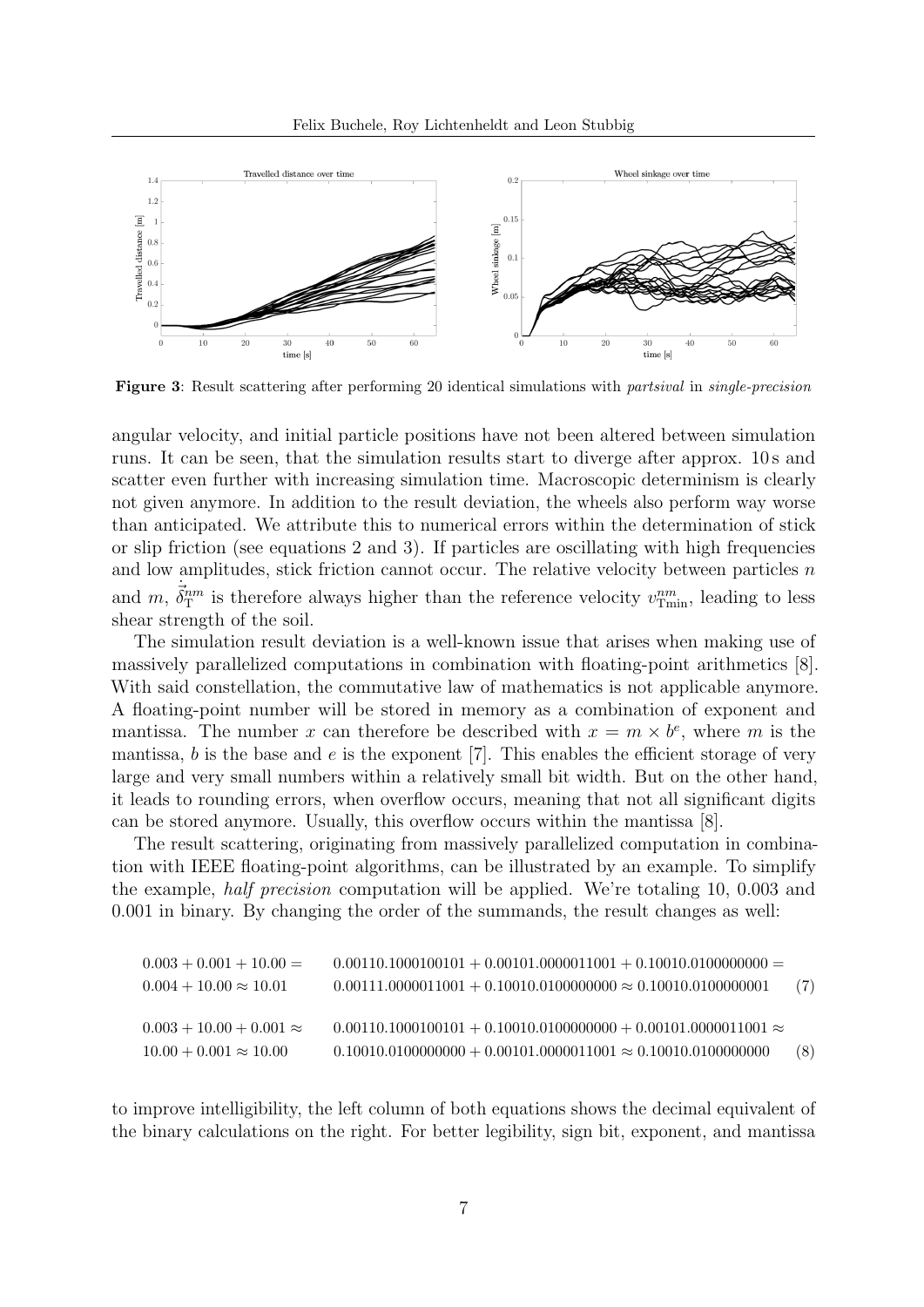**Figure 3**: Result scattering after performing 20 identical simulations with *partsival* in *single-precision*

angular velocity, and initial particle positions have not been altered between simulation runs. It can be seen, that the simulation results start to diverge after approx. 10 s and scatter even further with increasing simulation time. Macroscopic determinism is clearly not given anymore. In addition to the result deviation, the wheels also perform way worse than anticipated. We attribute this to numerical errors within the determination of stick or slip friction (see equations 2 and 3). If particles are oscillating with high frequencies and low amplitudes, stick friction cannot occur. The relative velocity between particles $n$ and $m$, $\dot{\vec{\delta}}_{\mathrm{T}}^{nm}$ is therefore always higher than the reference velocity $v_{\mathrm{Tmin}}^{nm}$, leading to less shear strength of the soil.

The simulation result deviation is a well-known issue that arises when making use of massively parallelized computations in combination with floating-point arithmetics [8]. With said constellation, the commutative law of mathematics is not applicable anymore. A floating-point number will be stored in memory as a combination of exponent and mantissa. The number $x$ can therefore be described with $x = m \times b^e$, where $m$ is the mantissa, $b$ is the base and $e$ is the exponent [7]. This enables the efficient storage of very large and very small numbers within a relatively small bit width. But on the other hand, it leads to rounding errors, when overflow occurs, meaning that not all significant digits can be stored anymore. Usually, this overflow occurs within the mantissa [8].

The result scattering, originating from massively parallelized computation in combination with IEEE floating-point algorithms, can be illustrated by an example. To simplify the example, *half precision* computation will be applied. We're totaling 10, 0.003 and 0.001 in binary. By changing the order of the summands, the result changes as well:

$$
\begin{aligned}
&0.003 + 0.001 + 10.00 = && 0.00110.1000100101 + 0.00101.0000011001 + 0.10010.0100000000 = \\
&0.004 + 10.00 \approx 10.01 && 0.00111.0000011001 + 0.10010.0100000000 \approx 0.10010.0100000001
\end{aligned} \tag{7}
$$

$$
\begin{aligned}
&0.003 + 10.00 + 0.001 \approx && 0.00110.1000100101 + 0.10010.0100000000 + 0.00101.0000011001 \approx \\
&10.00 + 0.001 \approx 10.00 && 0.10010.0100000000 + 0.00101.0000011001 \approx 0.10010.0100000000
\end{aligned} \tag{8}
$$

to improve intelligibility, the left column of both equations shows the decimal equivalent of the binary calculations on the right. For better legibility, sign bit, exponent, and mantissa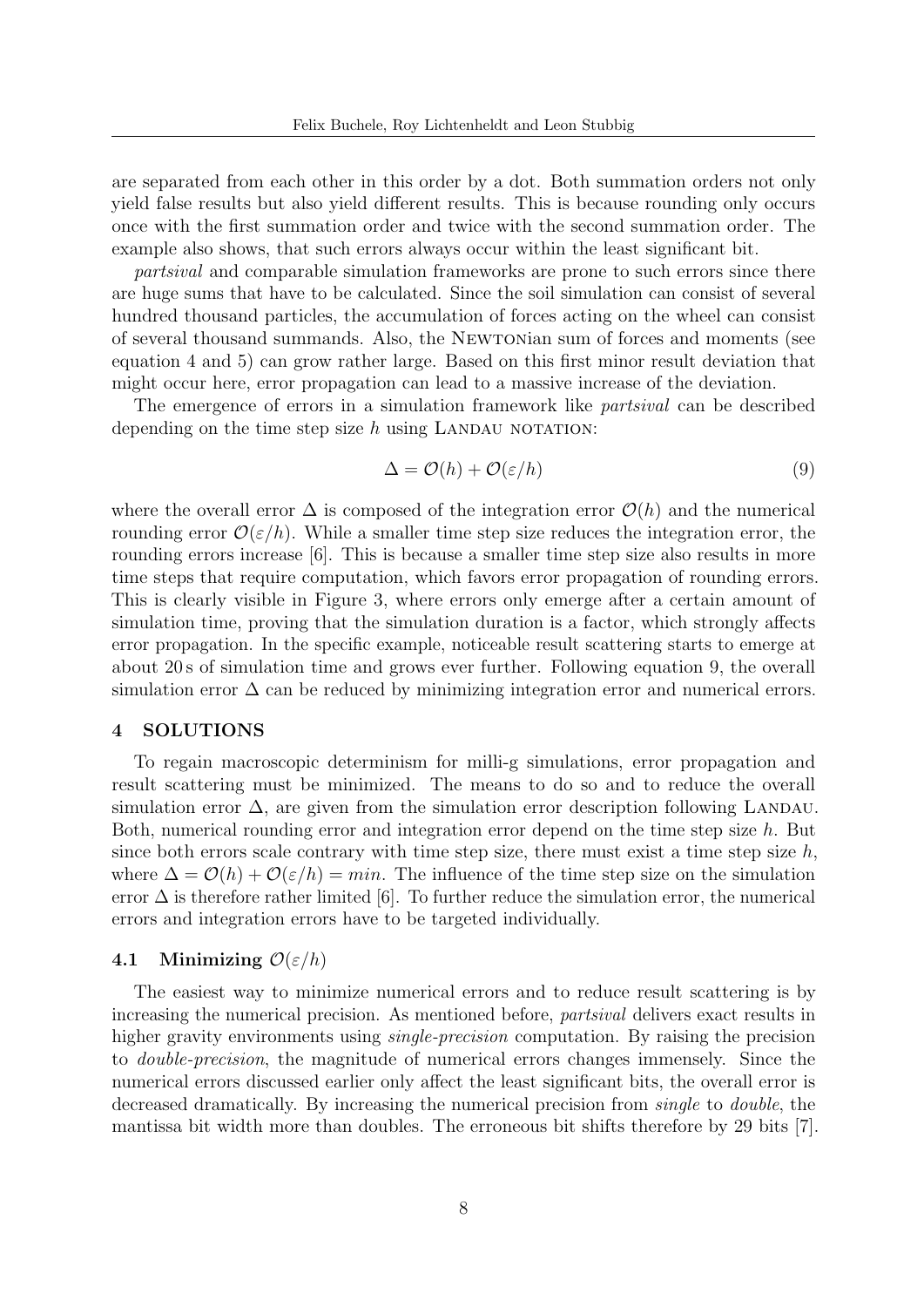are separated from each other in this order by a dot. Both summation orders not only yield false results but also yield different results. This is because rounding only occurs once with the first summation order and twice with the second summation order. The example also shows, that such errors always occur within the least significant bit.

*partsival* and comparable simulation frameworks are prone to such errors since there are huge sums that have to be calculated. Since the soil simulation can consist of several hundred thousand particles, the accumulation of forces acting on the wheel can consist of several thousand summands. Also, the NEWTONian sum of forces and moments (see equation 4 and 5) can grow rather large. Based on this first minor result deviation that might occur here, error propagation can lead to a massive increase of the deviation.

The emergence of errors in a simulation framework like *partsival* can be described depending on the time step size $h$ using LANDAU NOTATION:

$$\Delta = \mathcal{O}(h) + \mathcal{O}(\varepsilon/h) \tag{9}$$

where the overall error $\Delta$ is composed of the integration error $\mathcal{O}(h)$ and the numerical rounding error $\mathcal{O}(\varepsilon/h)$. While a smaller time step size reduces the integration error, the rounding errors increase [6]. This is because a smaller time step size also results in more time steps that require computation, which favors error propagation of rounding errors. This is clearly visible in Figure 3, where errors only emerge after a certain amount of simulation time, proving that the simulation duration is a factor, which strongly affects error propagation. In the specific example, noticeable result scattering starts to emerge at about 20 s of simulation time and grows ever further. Following equation 9, the overall simulation error $\Delta$ can be reduced by minimizing integration error and numerical errors.

## 4 SOLUTIONS

To regain macroscopic determinism for milli-g simulations, error propagation and result scattering must be minimized. The means to do so and to reduce the overall simulation error $\Delta$, are given from the simulation error description following LANDAU. Both, numerical rounding error and integration error depend on the time step size $h$. But since both errors scale contrary with time step size, there must exist a time step size $h$, where $\Delta = \mathcal{O}(h) + \mathcal{O}(\varepsilon/h) = min$. The influence of the time step size on the simulation error $\Delta$ is therefore rather limited [6]. To further reduce the simulation error, the numerical errors and integration errors have to be targeted individually.

### 4.1 Minimizing $\mathcal{O}(\varepsilon/h)$

The easiest way to minimize numerical errors and to reduce result scattering is by increasing the numerical precision. As mentioned before, *partsival* delivers exact results in higher gravity environments using *single-precision* computation. By raising the precision to *double-precision*, the magnitude of numerical errors changes immensely. Since the numerical errors discussed earlier only affect the least significant bits, the overall error is decreased dramatically. By increasing the numerical precision from *single* to *double*, the mantissa bit width more than doubles. The erroneous bit shifts therefore by 29 bits [7].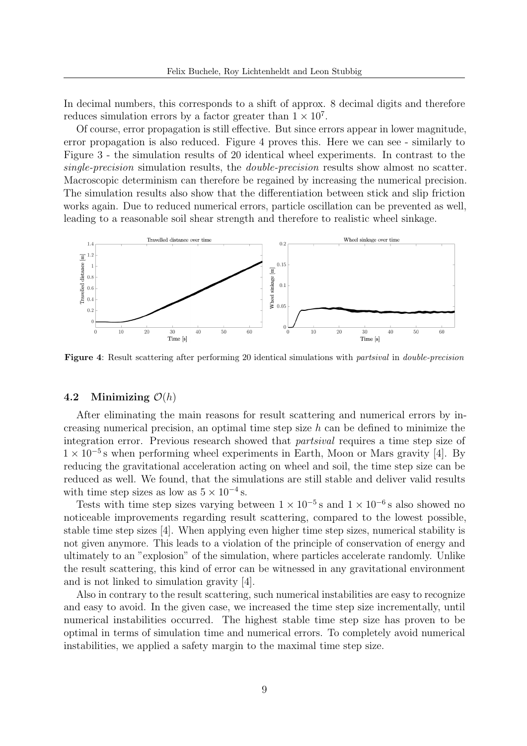In decimal numbers, this corresponds to a shift of approx. 8 decimal digits and therefore reduces simulation errors by a factor greater than $1 \times 10^7$.

Of course, error propagation is still effective. But since errors appear in lower magnitude, error propagation is also reduced. Figure 4 proves this. Here we can see - similarly to Figure 3 - the simulation results of 20 identical wheel experiments. In contrast to the *single-precision* simulation results, the *double-precision* results show almost no scatter. Macroscopic determinism can therefore be regained by increasing the numerical precision. The simulation results also show that the differentiation between stick and slip friction works again. Due to reduced numerical errors, particle oscillation can be prevented as well, leading to a reasonable soil shear strength and therefore to realistic wheel sinkage.

**Figure 4**: Result scattering after performing 20 identical simulations with *partsival* in *double-precision*

### 4.2 Minimizing $\mathcal{O}(h)$

After eliminating the main reasons for result scattering and numerical errors by increasing numerical precision, an optimal time step size $h$ can be defined to minimize the integration error. Previous research showed that *partsival* requires a time step size of $1 \times 10^{-5}$ s when performing wheel experiments in Earth, Moon or Mars gravity [4]. By reducing the gravitational acceleration acting on wheel and soil, the time step size can be reduced as well. We found, that the simulations are still stable and deliver valid results with time step sizes as low as $5 \times 10^{-4}$ s.

Tests with time step sizes varying between $1 \times 10^{-5}$ s and $1 \times 10^{-6}$ s also showed no noticeable improvements regarding result scattering, compared to the lowest possible, stable time step sizes [4]. When applying even higher time step sizes, numerical stability is not given anymore. This leads to a violation of the principle of conservation of energy and ultimately to an "explosion" of the simulation, where particles accelerate randomly. Unlike the result scattering, this kind of error can be witnessed in any gravitational environment and is not linked to simulation gravity [4].

Also in contrary to the result scattering, such numerical instabilities are easy to recognize and easy to avoid. In the given case, we increased the time step size incrementally, until numerical instabilities occurred. The highest stable time step size has proven to be optimal in terms of simulation time and numerical errors. To completely avoid numerical instabilities, we applied a safety margin to the maximal time step size.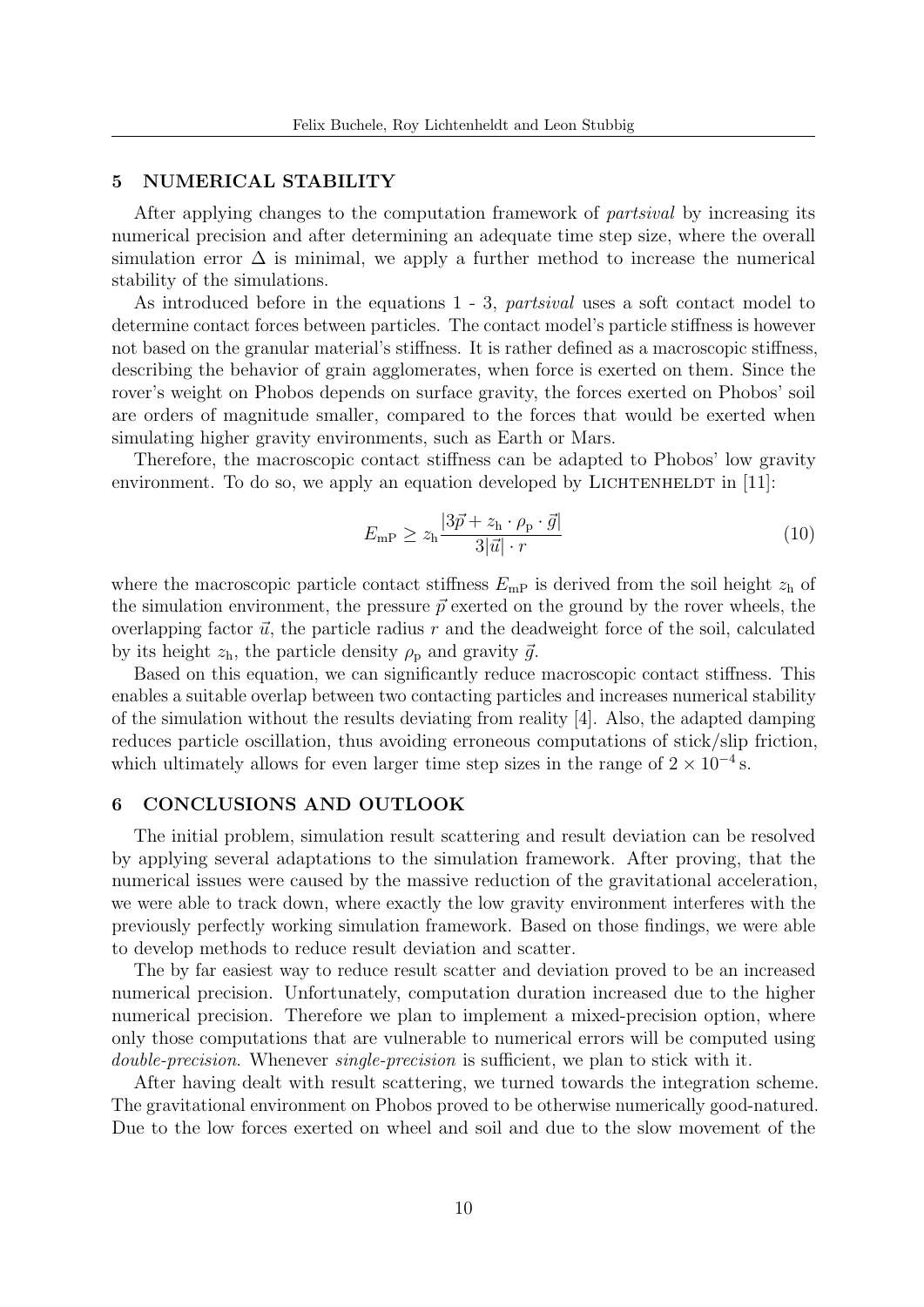## 5 NUMERICAL STABILITY

After applying changes to the computation framework of *partsival* by increasing its numerical precision and after determining an adequate time step size, where the overall simulation error $\Delta$ is minimal, we apply a further method to increase the numerical stability of the simulations.

As introduced before in the equations 1 - 3, *partsival* uses a soft contact model to determine contact forces between particles. The contact model's particle stiffness is however not based on the granular material's stiffness. It is rather defined as a macroscopic stiffness, describing the behavior of grain agglomerates, when force is exerted on them. Since the rover's weight on Phobos depends on surface gravity, the forces exerted on Phobos' soil are orders of magnitude smaller, compared to the forces that would be exerted when simulating higher gravity environments, such as Earth or Mars.

Therefore, the macroscopic contact stiffness can be adapted to Phobos' low gravity environment. To do so, we apply an equation developed by LICHTENHELDT in [11]:

$$E_{\mathrm{mP}} \geq z_{\mathrm{h}} \frac{|3\vec{p} + z_{\mathrm{h}} \cdot \rho_{\mathrm{p}} \cdot \vec{g}|}{3|\vec{u}| \cdot r} \tag{10}$$

where the macroscopic particle contact stiffness $E_{\mathrm{mP}}$ is derived from the soil height $z_{\mathrm{h}}$ of the simulation environment, the pressure $\vec{p}$ exerted on the ground by the rover wheels, the overlapping factor $\vec{u}$, the particle radius $r$ and the deadweight force of the soil, calculated by its height $z_{\mathrm{h}}$, the particle density $\rho_{\mathrm{p}}$ and gravity $\vec{g}$.

Based on this equation, we can significantly reduce macroscopic contact stiffness. This enables a suitable overlap between two contacting particles and increases numerical stability of the simulation without the results deviating from reality [4]. Also, the adapted damping reduces particle oscillation, thus avoiding erroneous computations of stick/slip friction, which ultimately allows for even larger time step sizes in the range of $2 \times 10^{-4}$ s.

## 6 CONCLUSIONS AND OUTLOOK

The initial problem, simulation result scattering and result deviation can be resolved by applying several adaptations to the simulation framework. After proving, that the numerical issues were caused by the massive reduction of the gravitational acceleration, we were able to track down, where exactly the low gravity environment interferes with the previously perfectly working simulation framework. Based on those findings, we were able to develop methods to reduce result deviation and scatter.

The by far easiest way to reduce result scatter and deviation proved to be an increased numerical precision. Unfortunately, computation duration increased due to the higher numerical precision. Therefore we plan to implement a mixed-precision option, where only those computations that are vulnerable to numerical errors will be computed using *double-precision*. Whenever *single-precision* is sufficient, we plan to stick with it.

After having dealt with result scattering, we turned towards the integration scheme. The gravitational environment on Phobos proved to be otherwise numerically good-natured. Due to the low forces exerted on wheel and soil and due to the slow movement of the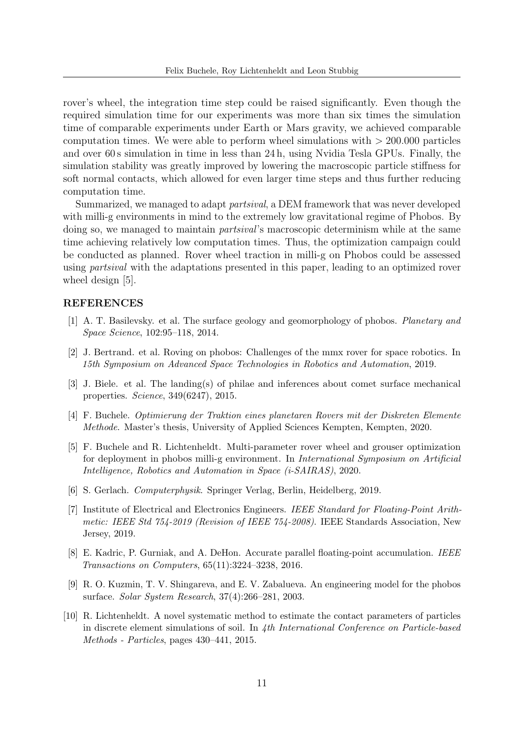rover's wheel, the integration time step could be raised significantly. Even though the required simulation time for our experiments was more than six times the simulation time of comparable experiments under Earth or Mars gravity, we achieved comparable computation times. We were able to perform wheel simulations with $> 200.000$ particles and over 60 s simulation in time in less than 24 h, using Nvidia Tesla GPUs. Finally, the simulation stability was greatly improved by lowering the macroscopic particle stiffness for soft normal contacts, which allowed for even larger time steps and thus further reducing computation time.

Summarized, we managed to adapt *partsival*, a DEM framework that was never developed with milli-g environments in mind to the extremely low gravitational regime of Phobos. By doing so, we managed to maintain *partsival*'s macroscopic determinism while at the same time achieving relatively low computation times. Thus, the optimization campaign could be conducted as planned. Rover wheel traction in milli-g on Phobos could be assessed using *partsival* with the adaptations presented in this paper, leading to an optimized rover wheel design [5].

## REFERENCES

[1] A. T. Basilevsky. et al. The surface geology and geomorphology of phobos. *Planetary and Space Science*, 102:95–118, 2014.

[2] J. Bertrand. et al. Roving on phobos: Challenges of the mmx rover for space robotics. In *15th Symposium on Advanced Space Technologies in Robotics and Automation*, 2019.

[3] J. Biele. et al. The landing(s) of philae and inferences about comet surface mechanical properties. *Science*, 349(6247), 2015.

[4] F. Buchele. *Optimierung der Traktion eines planetaren Rovers mit der Diskreten Elemente Methode*. Master's thesis, University of Applied Sciences Kempten, Kempten, 2020.

[5] F. Buchele and R. Lichtenheldt. Multi-parameter rover wheel and grouser optimization for deployment in phobos milli-g environment. In *International Symposium on Artificial Intelligence, Robotics and Automation in Space (i-SAIRAS)*, 2020.

[6] S. Gerlach. *Computerphysik*. Springer Verlag, Berlin, Heidelberg, 2019.

[7] Institute of Electrical and Electronics Engineers. *IEEE Standard for Floating-Point Arithmetic: IEEE Std 754-2019 (Revision of IEEE 754-2008)*. IEEE Standards Association, New Jersey, 2019.

[8] E. Kadric, P. Gurniak, and A. DeHon. Accurate parallel floating-point accumulation. *IEEE Transactions on Computers*, 65(11):3224–3238, 2016.

[9] R. O. Kuzmin, T. V. Shingareva, and E. V. Zabalueva. An engineering model for the phobos surface. *Solar System Research*, 37(4):266–281, 2003.

[10] R. Lichtenheldt. A novel systematic method to estimate the contact parameters of particles in discrete element simulations of soil. In *4th International Conference on Particle-based Methods - Particles*, pages 430–441, 2015.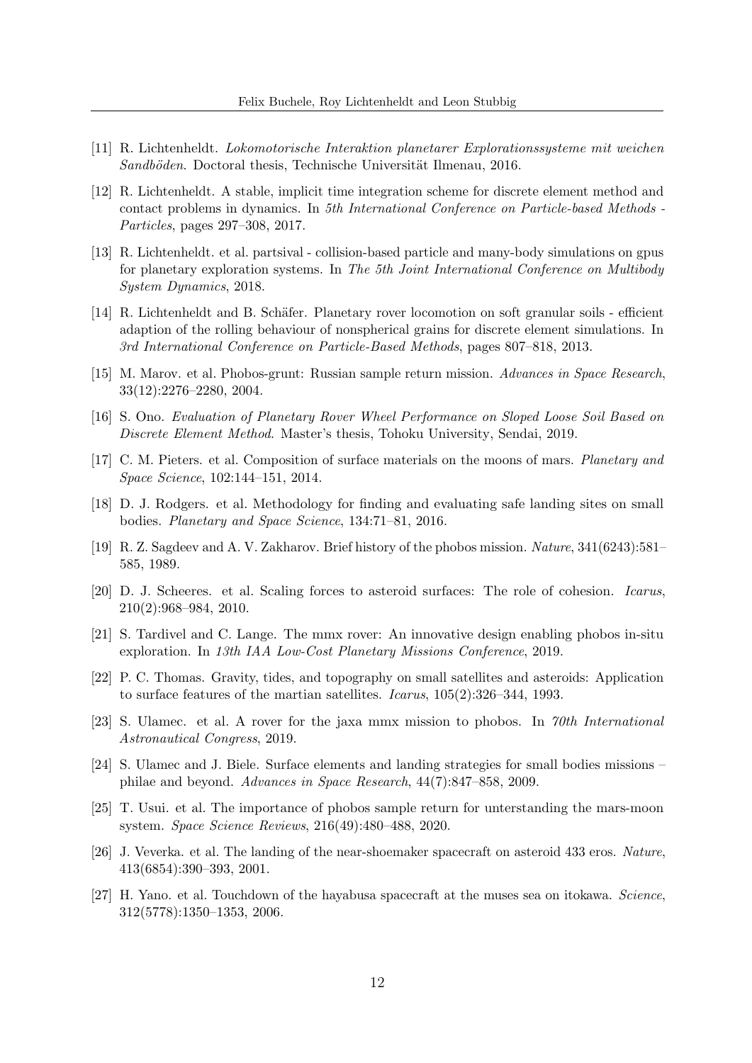[11] R. Lichtenheldt. *Lokomotorische Interaktion planetarer Explorationssysteme mit weichen Sandböden*. Doctoral thesis, Technische Universität Ilmenau, 2016.

[12] R. Lichtenheldt. A stable, implicit time integration scheme for discrete element method and contact problems in dynamics. In *5th International Conference on Particle-based Methods - Particles*, pages 297–308, 2017.

[13] R. Lichtenheldt. et al. partsival - collision-based particle and many-body simulations on gpus for planetary exploration systems. In *The 5th Joint International Conference on Multibody System Dynamics*, 2018.

[14] R. Lichtenheldt and B. Schäfer. Planetary rover locomotion on soft granular soils - efficient adaption of the rolling behaviour of nonspherical grains for discrete element simulations. In *3rd International Conference on Particle-Based Methods*, pages 807–818, 2013.

[15] M. Marov. et al. Phobos-grunt: Russian sample return mission. *Advances in Space Research*, 33(12):2276–2280, 2004.

[16] S. Ono. *Evaluation of Planetary Rover Wheel Performance on Sloped Loose Soil Based on Discrete Element Method*. Master's thesis, Tohoku University, Sendai, 2019.

[17] C. M. Pieters. et al. Composition of surface materials on the moons of mars. *Planetary and Space Science*, 102:144–151, 2014.

[18] D. J. Rodgers. et al. Methodology for finding and evaluating safe landing sites on small bodies. *Planetary and Space Science*, 134:71–81, 2016.

[19] R. Z. Sagdeev and A. V. Zakharov. Brief history of the phobos mission. *Nature*, 341(6243):581–585, 1989.

[20] D. J. Scheeres. et al. Scaling forces to asteroid surfaces: The role of cohesion. *Icarus*, 210(2):968–984, 2010.

[21] S. Tardivel and C. Lange. The mmx rover: An innovative design enabling phobos in-situ exploration. In *13th IAA Low-Cost Planetary Missions Conference*, 2019.

[22] P. C. Thomas. Gravity, tides, and topography on small satellites and asteroids: Application to surface features of the martian satellites. *Icarus*, 105(2):326–344, 1993.

[23] S. Ulamec. et al. A rover for the jaxa mmx mission to phobos. In *70th International Astronautical Congress*, 2019.

[24] S. Ulamec and J. Biele. Surface elements and landing strategies for small bodies missions – philae and beyond. *Advances in Space Research*, 44(7):847–858, 2009.

[25] T. Usui. et al. The importance of phobos sample return for unterstanding the mars-moon system. *Space Science Reviews*, 216(49):480–488, 2020.

[26] J. Veverka. et al. The landing of the near-shoemaker spacecraft on asteroid 433 eros. *Nature*, 413(6854):390–393, 2001.

[27] H. Yano. et al. Touchdown of the hayabusa spacecraft at the muses sea on itokawa. *Science*, 312(5778):1350–1353, 2006.